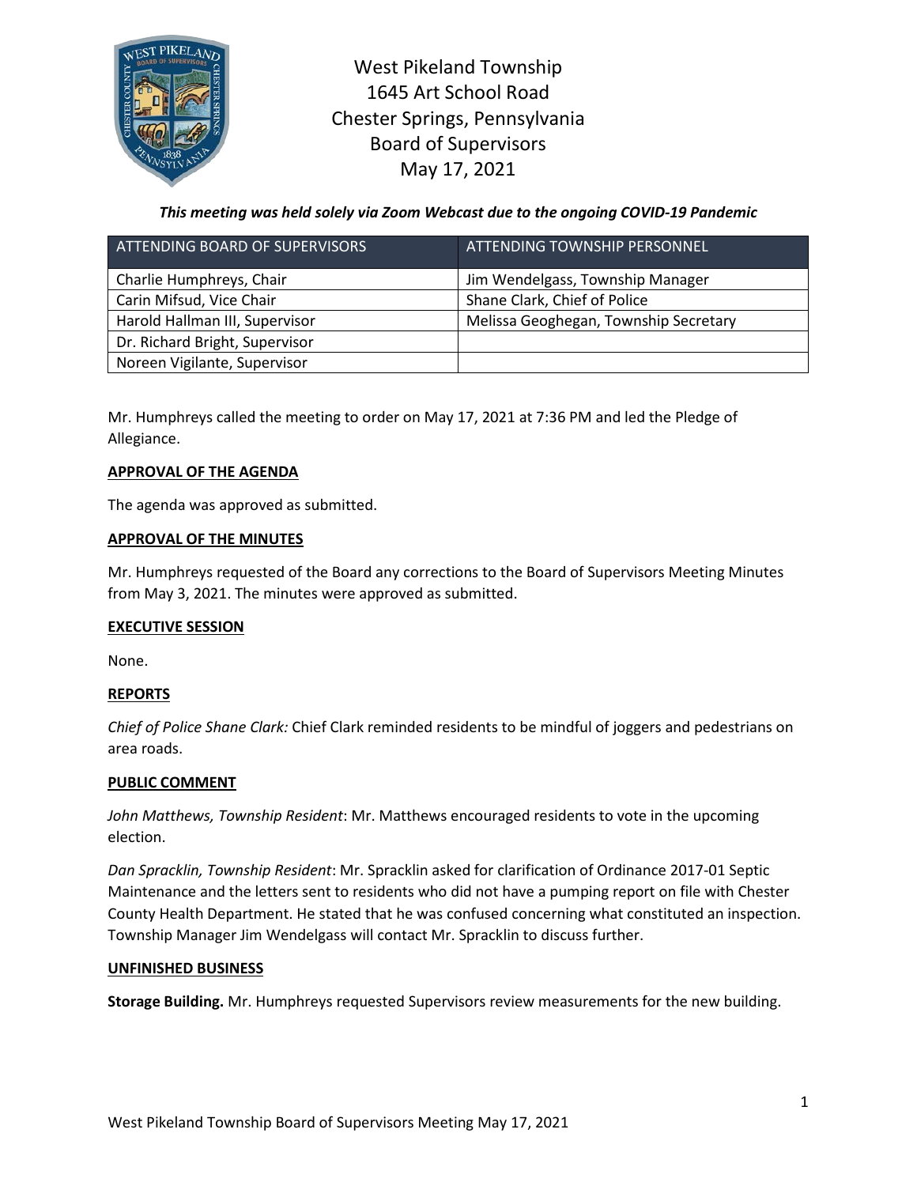# West Pikeland Township
## 1645 Art School Road
## Chester Springs, Pennsylvania
## Board of Supervisors
## May 17, 2021

***This meeting was held solely via Zoom Webcast due to the ongoing COVID-19 Pandemic***

| ATTENDING BOARD OF SUPERVISORS | ATTENDING TOWNSHIP PERSONNEL |
|---|---|
| Charlie Humphreys, Chair | Jim Wendelgass, Township Manager |
| Carin Mifsud, Vice Chair | Shane Clark, Chief of Police |
| Harold Hallman III, Supervisor | Melissa Geoghegan, Township Secretary |
| Dr. Richard Bright, Supervisor | |
| Noreen Vigilante, Supervisor | |

Mr. Humphreys called the meeting to order on May 17, 2021 at 7:36 PM and led the Pledge of Allegiance.

**APPROVAL OF THE AGENDA**

The agenda was approved as submitted.

**APPROVAL OF THE MINUTES**

Mr. Humphreys requested of the Board any corrections to the Board of Supervisors Meeting Minutes from May 3, 2021. The minutes were approved as submitted.

**EXECUTIVE SESSION**

None.

**REPORTS**

*Chief of Police Shane Clark:* Chief Clark reminded residents to be mindful of joggers and pedestrians on area roads.

**PUBLIC COMMENT**

*John Matthews, Township Resident*: Mr. Matthews encouraged residents to vote in the upcoming election.

*Dan Spracklin, Township Resident*: Mr. Spracklin asked for clarification of Ordinance 2017-01 Septic Maintenance and the letters sent to residents who did not have a pumping report on file with Chester County Health Department. He stated that he was confused concerning what constituted an inspection. Township Manager Jim Wendelgass will contact Mr. Spracklin to discuss further.

**UNFINISHED BUSINESS**

**Storage Building.** Mr. Humphreys requested Supervisors review measurements for the new building.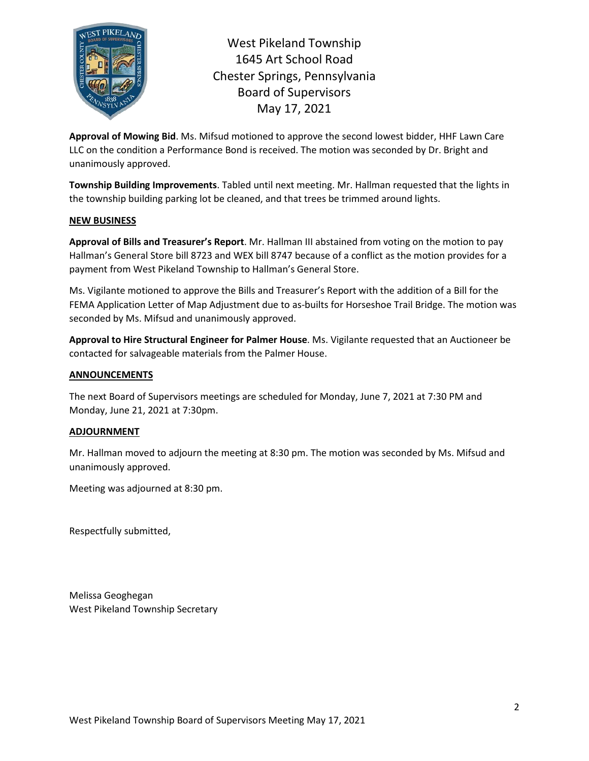West Pikeland Township
1645 Art School Road
Chester Springs, Pennsylvania
Board of Supervisors
May 17, 2021

**Approval of Mowing Bid**. Ms. Mifsud motioned to approve the second lowest bidder, HHF Lawn Care LLC on the condition a Performance Bond is received. The motion was seconded by Dr. Bright and unanimously approved.

**Township Building Improvements**. Tabled until next meeting. Mr. Hallman requested that the lights in the township building parking lot be cleaned, and that trees be trimmed around lights.

## NEW BUSINESS

**Approval of Bills and Treasurer's Report**. Mr. Hallman III abstained from voting on the motion to pay Hallman's General Store bill 8723 and WEX bill 8747 because of a conflict as the motion provides for a payment from West Pikeland Township to Hallman's General Store.

Ms. Vigilante motioned to approve the Bills and Treasurer's Report with the addition of a Bill for the FEMA Application Letter of Map Adjustment due to as-builts for Horseshoe Trail Bridge. The motion was seconded by Ms. Mifsud and unanimously approved.

**Approval to Hire Structural Engineer for Palmer House**. Ms. Vigilante requested that an Auctioneer be contacted for salvageable materials from the Palmer House.

## ANNOUNCEMENTS

The next Board of Supervisors meetings are scheduled for Monday, June 7, 2021 at 7:30 PM and Monday, June 21, 2021 at 7:30pm.

## ADJOURNMENT

Mr. Hallman moved to adjourn the meeting at 8:30 pm. The motion was seconded by Ms. Mifsud and unanimously approved.

Meeting was adjourned at 8:30 pm.

Respectfully submitted,

Melissa Geoghegan
West Pikeland Township Secretary